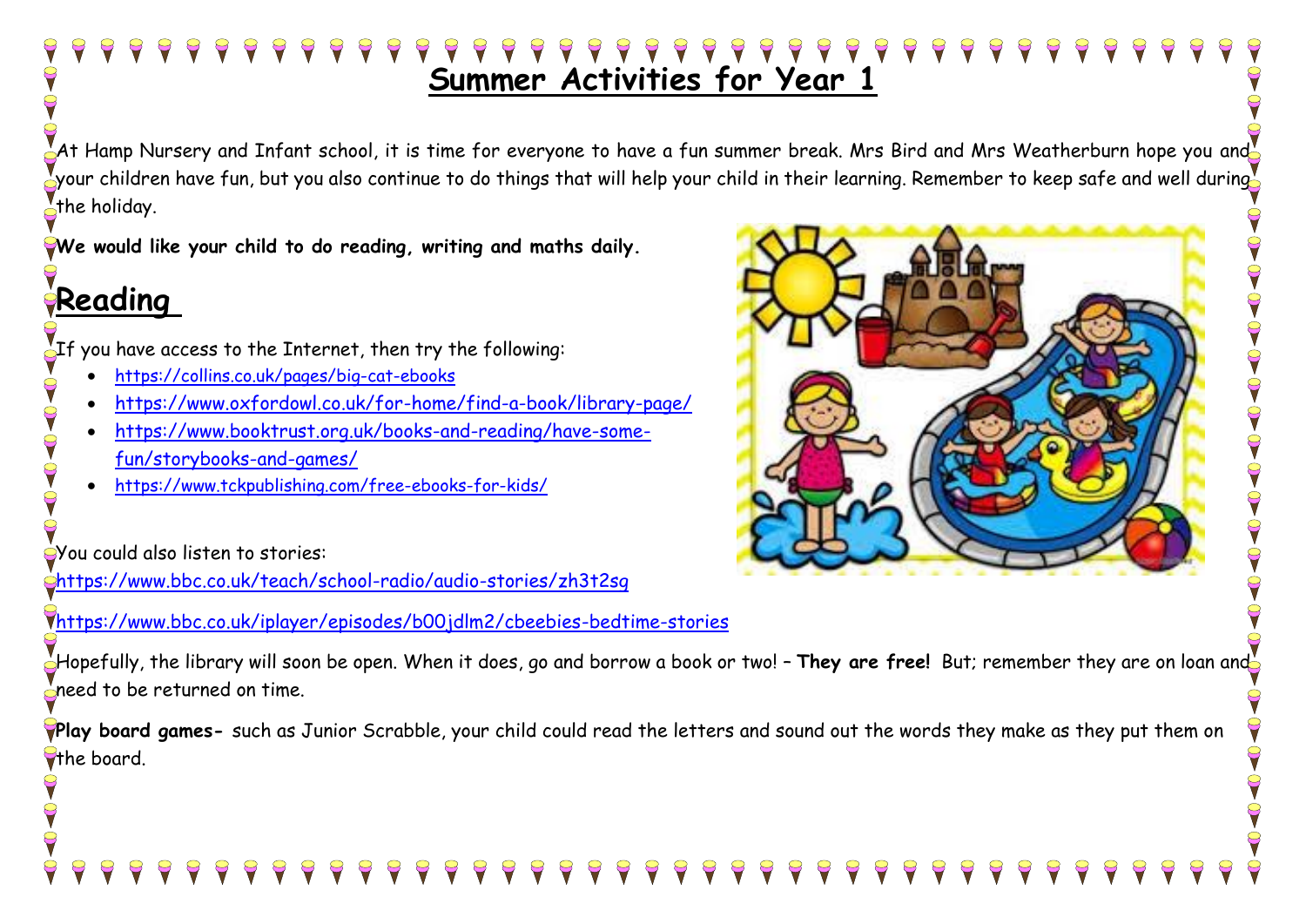# Summer Activities for Year 1

At Hamp Nursery and Infant school, it is time for everyone to have a fun summer break. Mrs Bird and Mrs Weatherburn hope you and your children have fun, but you also continue to do things that will help your child in their learning. Remember to keep safe and well during the holiday.

**We would like your child to do reading, writing and maths daily.**

## Reading

If you have access to the Internet, then try the following:

- https://collins.co.uk/pages/big-cat-ebooks
- https://www.oxfordowl.co.uk/for-home/find-a-book/library-page/
- https://www.booktrust.org.uk/books-and-reading/have-some-fun/storybooks-and-games/
- https://www.tckpublishing.com/free-ebooks-for-kids/

You could also listen to stories:

https://www.bbc.co.uk/teach/school-radio/audio-stories/zh3t2sg

https://www.bbc.co.uk/iplayer/episodes/b00jdlm2/cbeebies-bedtime-stories

Hopefully, the library will soon be open. When it does, go and borrow a book or two! – **They are free!** But; remember they are on loan and need to be returned on time.

**Play board games-** such as Junior Scrabble, your child could read the letters and sound out the words they make as they put them on the board.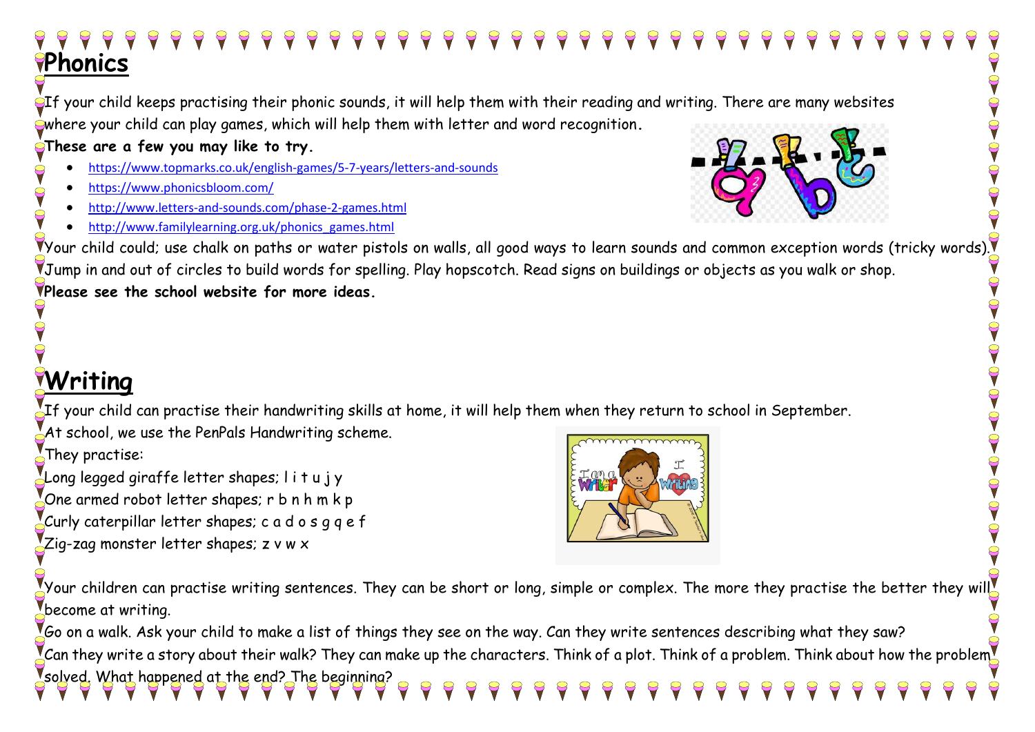## Phonics

If your child keeps practising their phonic sounds, it will help them with their reading and writing. There are many websites where your child can play games, which will help them with letter and word recognition.

**These are a few you may like to try.**

- https://www.topmarks.co.uk/english-games/5-7-years/letters-and-sounds
- https://www.phonicsbloom.com/
- http://www.letters-and-sounds.com/phase-2-games.html
- http://www.familylearning.org.uk/phonics_games.html

Your child could; use chalk on paths or water pistols on walls, all good ways to learn sounds and common exception words (tricky words). Jump in and out of circles to build words for spelling. Play hopscotch. Read signs on buildings or objects as you walk or shop.

**Please see the school website for more ideas.**

## Writing

If your child can practise their handwriting skills at home, it will help them when they return to school in September.

At school, we use the PenPals Handwriting scheme.

They practise:

Long legged giraffe letter shapes; l i t u j y

One armed robot letter shapes; r b n h m k p

Curly caterpillar letter shapes; c a d o s g q e f

Zig-zag monster letter shapes; z v w x

Your children can practise writing sentences. They can be short or long, simple or complex. The more they practise the better they will become at writing.

Go on a walk. Ask your child to make a list of things they see on the way. Can they write sentences describing what they saw?

Can they write a story about their walk? They can make up the characters. Think of a plot. Think of a problem. Think about how the problem solved. What happened at the end? The beginning?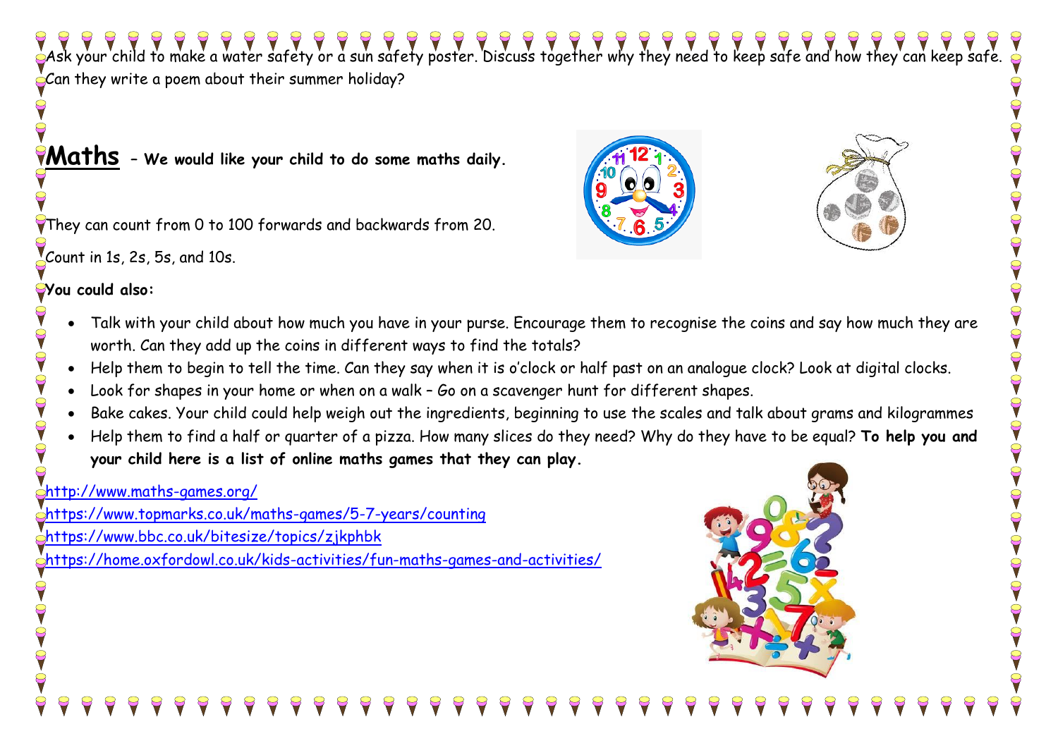Ask your child to make a water safety or a sun safety poster. Discuss together why they need to keep safe and how they can keep safe. Can they write a poem about their summer holiday?

## Maths – We would like your child to do some maths daily.

They can count from 0 to 100 forwards and backwards from 20.

Count in 1s, 2s, 5s, and 10s.

**You could also:**

- Talk with your child about how much you have in your purse. Encourage them to recognise the coins and say how much they are worth. Can they add up the coins in different ways to find the totals?
- Help them to begin to tell the time. Can they say when it is o'clock or half past on an analogue clock? Look at digital clocks.
- Look for shapes in your home or when on a walk – Go on a scavenger hunt for different shapes.
- Bake cakes. Your child could help weigh out the ingredients, beginning to use the scales and talk about grams and kilogrammes
- Help them to find a half or quarter of a pizza. How many slices do they need? Why do they have to be equal? **To help you and your child here is a list of online maths games that they can play.**

http://www.maths-games.org/

https://www.topmarks.co.uk/maths-games/5-7-years/counting

https://www.bbc.co.uk/bitesize/topics/zjkphbk

https://home.oxfordowl.co.uk/kids-activities/fun-maths-games-and-activities/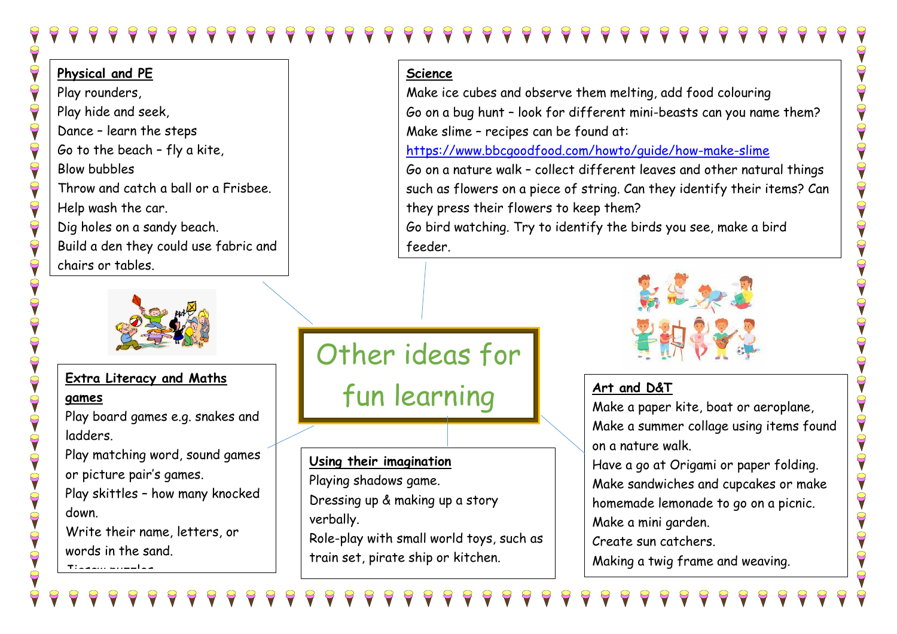# Other ideas for fun learning

## Physical and PE

Play rounders,
Play hide and seek,
Dance – learn the steps
Go to the beach – fly a kite,
Blow bubbles
Throw and catch a ball or a Frisbee.
Help wash the car.
Dig holes on a sandy beach.
Build a den they could use fabric and chairs or tables.

## Science

Make ice cubes and observe them melting, add food colouring
Go on a bug hunt – look for different mini-beasts can you name them?
Make slime – recipes can be found at:
https://www.bbcgoodfood.com/howto/guide/how-make-slime
Go on a nature walk – collect different leaves and other natural things such as flowers on a piece of string. Can they identify their items? Can they press their flowers to keep them?
Go bird watching. Try to identify the birds you see, make a bird feeder.

## Extra Literacy and Maths games

Play board games e.g. snakes and ladders.
Play matching word, sound games or picture pair's games.
Play skittles – how many knocked down.
Write their name, letters, or words in the sand.
Jigsaw puzzles

## Using their imagination

Playing shadows game.
Dressing up & making up a story verbally.
Role-play with small world toys, such as train set, pirate ship or kitchen.

## Art and D&T

Make a paper kite, boat or aeroplane,
Make a summer collage using items found on a nature walk.
Have a go at Origami or paper folding.
Make sandwiches and cupcakes or make homemade lemonade to go on a picnic.
Make a mini garden.
Create sun catchers.
Making a twig frame and weaving.